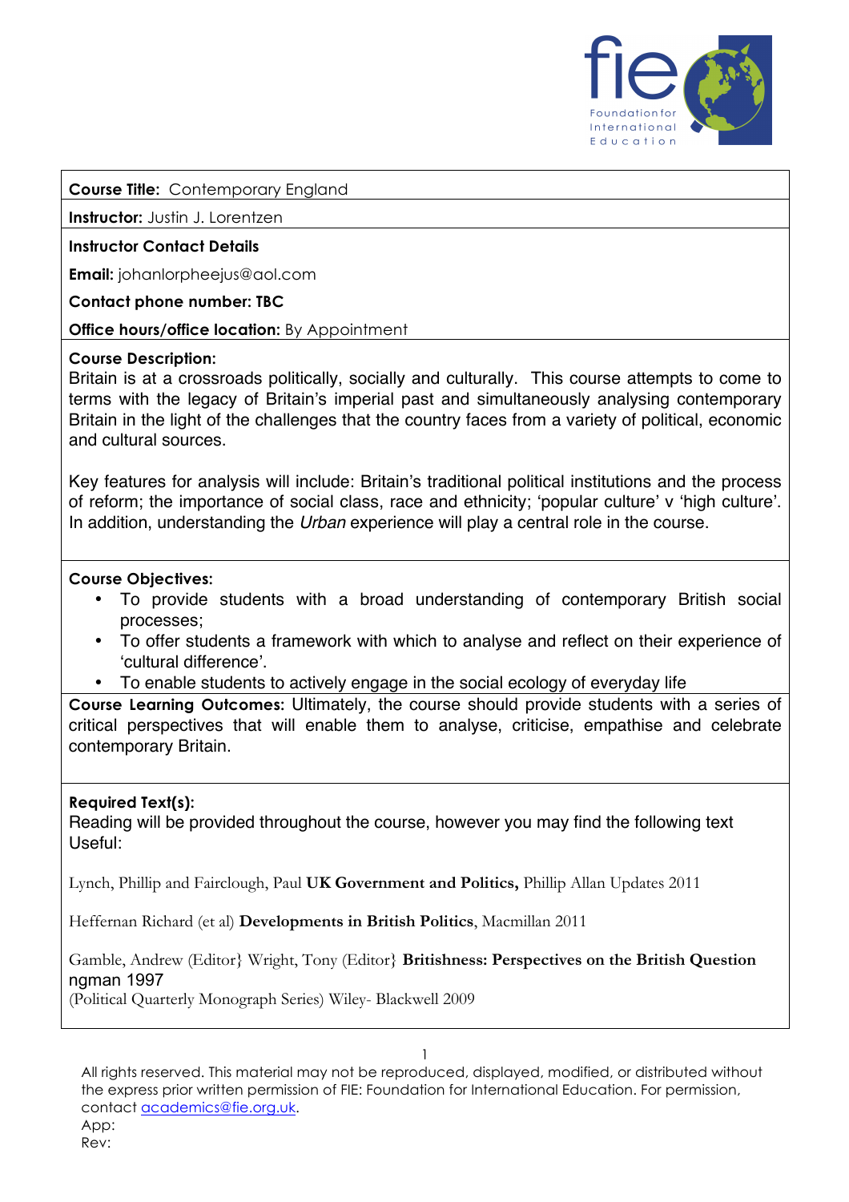**Course Title:** Contemporary England

**Instructor:** Justin J. Lorentzen

**Instructor Contact Details**

**Email:** johanlorpheejus@aol.com

**Contact phone number: TBC**

**Office hours/office location:** By Appointment

**Course Description:**
Britain is at a crossroads politically, socially and culturally. This course attempts to come to terms with the legacy of Britain's imperial past and simultaneously analysing contemporary Britain in the light of the challenges that the country faces from a variety of political, economic and cultural sources.

Key features for analysis will include: Britain's traditional political institutions and the process of reform; the importance of social class, race and ethnicity; 'popular culture' v 'high culture'. In addition, understanding the *Urban* experience will play a central role in the course.

**Course Objectives:**

- To provide students with a broad understanding of contemporary British social processes;
- To offer students a framework with which to analyse and reflect on their experience of 'cultural difference'.
- To enable students to actively engage in the social ecology of everyday life

**Course Learning Outcomes:** Ultimately, the course should provide students with a series of critical perspectives that will enable them to analyse, criticise, empathise and celebrate contemporary Britain.

**Required Text(s):**
Reading will be provided throughout the course, however you may find the following text Useful:

Lynch, Phillip and Fairclough, Paul **UK Government and Politics,** Phillip Allan Updates 2011

Heffernan Richard (et al) **Developments in British Politics**, Macmillan 2011

Gamble, Andrew (Editor} Wright, Tony (Editor} **Britishness: Perspectives on the British Question**
ngman 1997
(Political Quarterly Monograph Series) Wiley- Blackwell 2009

All rights reserved. This material may not be reproduced, displayed, modified, or distributed without the express prior written permission of FIE: Foundation for International Education. For permission, contact academics@fie.org.uk.
App:
Rev: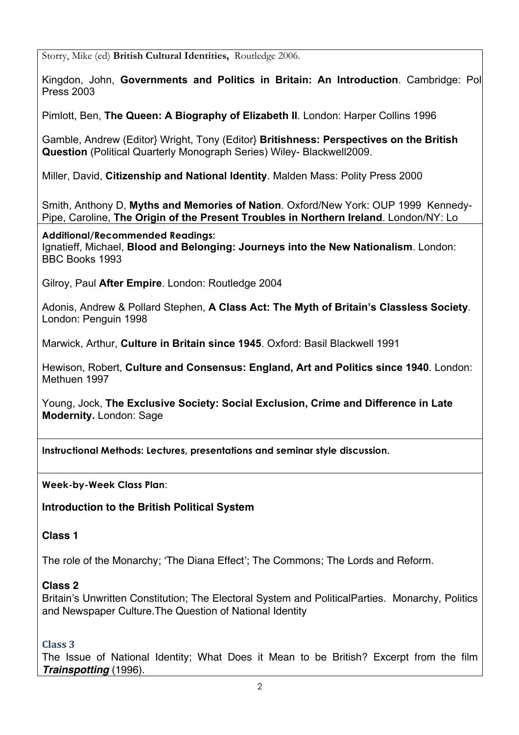Storry, Mike (ed) **British Cultural Identities,** Routledge 2006.

Kingdon, John, **Governments and Politics in Britain: An Introduction**. Cambridge: Pol Press 2003

Pimlott, Ben, **The Queen: A Biography of Elizabeth II**. London: Harper Collins 1996

Gamble, Andrew (Editor} Wright, Tony (Editor} **Britishness: Perspectives on the British Question** (Political Quarterly Monograph Series) Wiley- Blackwell2009.

Miller, David, **Citizenship and National Identity**. Malden Mass: Polity Press 2000

Smith, Anthony D, **Myths and Memories of Nation**. Oxford/New York: OUP 1999 Kennedy-Pipe, Caroline, **The Origin of the Present Troubles in Northern Ireland**. London/NY: Lo

**Additional/Recommended Readings:**

Ignatieff, Michael, **Blood and Belonging: Journeys into the New Nationalism**. London: BBC Books 1993

Gilroy, Paul **After Empire**. London: Routledge 2004

Adonis, Andrew & Pollard Stephen, **A Class Act: The Myth of Britain's Classless Society**. London: Penguin 1998

Marwick, Arthur, **Culture in Britain since 1945**. Oxford: Basil Blackwell 1991

Hewison, Robert, **Culture and Consensus: England, Art and Politics since 1940**. London: Methuen 1997

Young, Jock, **The Exclusive Society: Social Exclusion, Crime and Difference in Late Modernity.** London: Sage

**Instructional Methods: Lectures, presentations and seminar style discussion.**

**Week-by-Week Class Plan**:

## Introduction to the British Political System

### Class 1

The role of the Monarchy; 'The Diana Effect'; The Commons; The Lords and Reform.

### Class 2

Britain's Unwritten Constitution; The Electoral System and PoliticalParties. Monarchy, Politics and Newspaper Culture.The Question of National Identity

### Class 3

The Issue of National Identity; What Does it Mean to be British? Excerpt from the film ***Trainspotting*** (1996).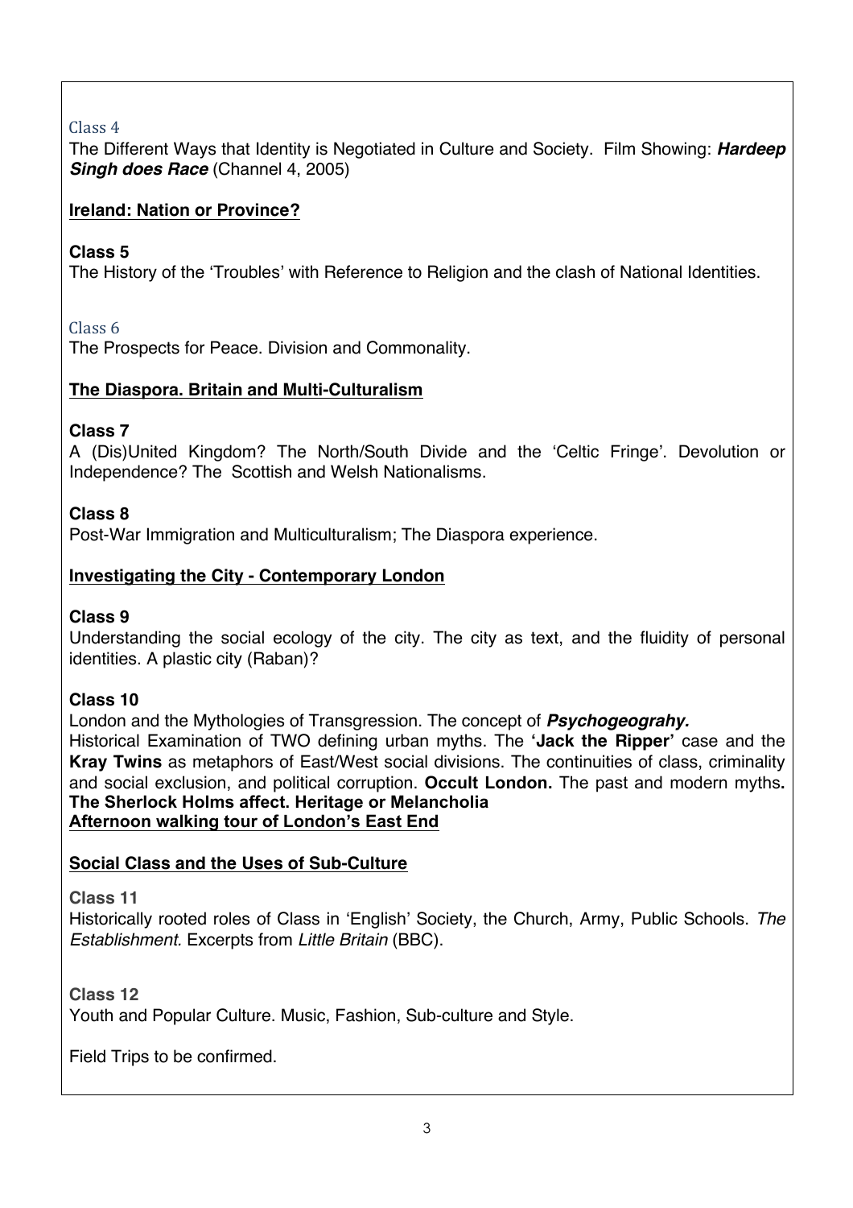Class 4

The Different Ways that Identity is Negotiated in Culture and Society. Film Showing: ***Hardeep Singh does Race*** (Channel 4, 2005)

**Ireland: Nation or Province?**

**Class 5**

The History of the 'Troubles' with Reference to Religion and the clash of National Identities.

Class 6

The Prospects for Peace. Division and Commonality.

**The Diaspora. Britain and Multi-Culturalism**

**Class 7**

A (Dis)United Kingdom? The North/South Divide and the 'Celtic Fringe'. Devolution or Independence? The Scottish and Welsh Nationalisms.

**Class 8**

Post-War Immigration and Multiculturalism; The Diaspora experience.

**Investigating the City - Contemporary London**

**Class 9**

Understanding the social ecology of the city. The city as text, and the fluidity of personal identities. A plastic city (Raban)?

**Class 10**

London and the Mythologies of Transgression. The concept of ***Psychogeograhy.***

Historical Examination of TWO defining urban myths. The **'Jack the Ripper'** case and the **Kray Twins** as metaphors of East/West social divisions. The continuities of class, criminality and social exclusion, and political corruption. **Occult London.** The past and modern myths**.**
**The Sherlock Holms affect. Heritage or Melancholia**
**Afternoon walking tour of London's East End**

**Social Class and the Uses of Sub-Culture**

**Class 11**

Historically rooted roles of Class in 'English' Society, the Church, Army, Public Schools. *The Establishment.* Excerpts from *Little Britain* (BBC).

**Class 12**

Youth and Popular Culture. Music, Fashion, Sub-culture and Style.

Field Trips to be confirmed.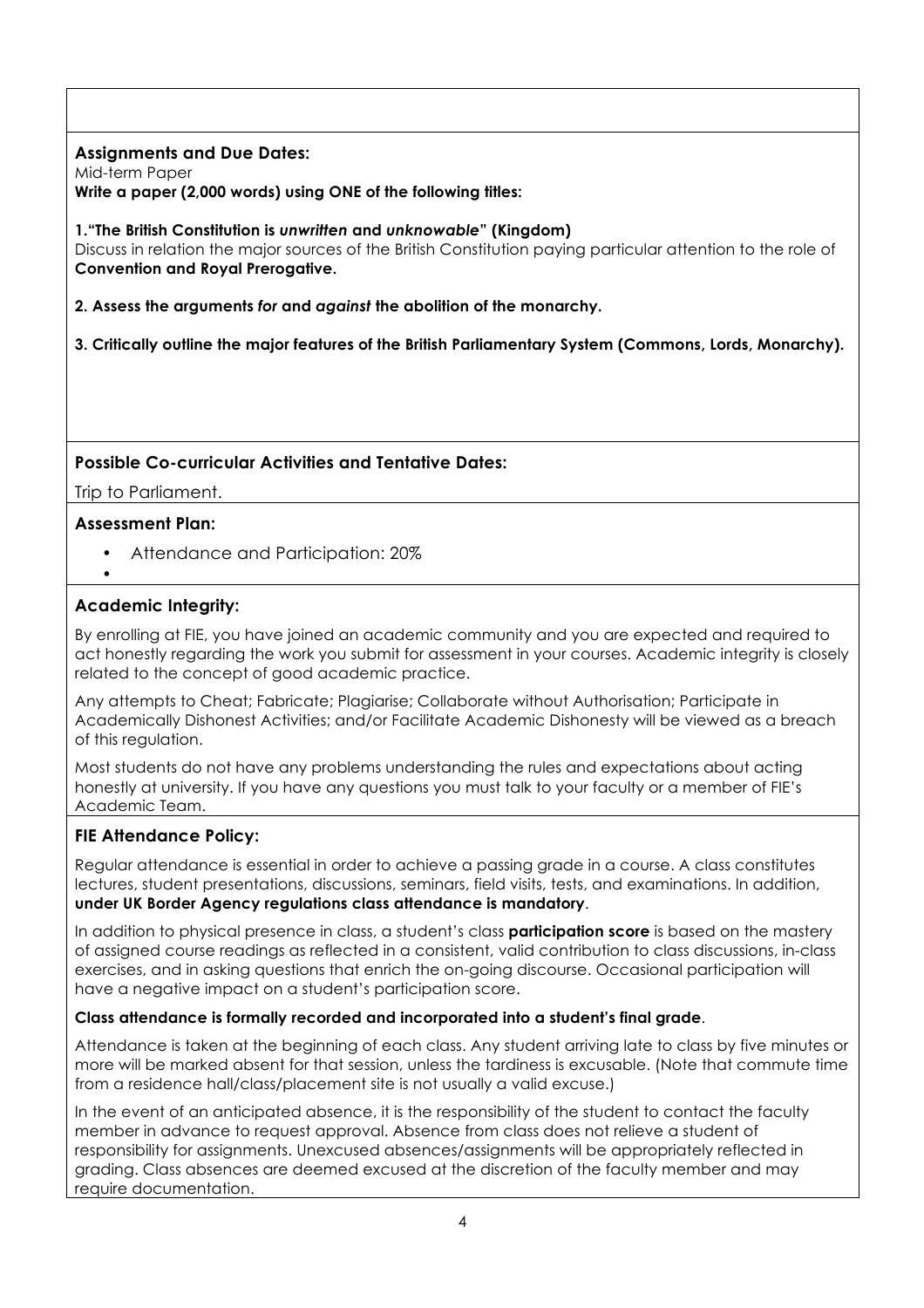**Assignments and Due Dates:**

Mid-term Paper

**Write a paper (2,000 words) using ONE of the following titles:**

**1."The British Constitution is *unwritten* and *unknowable*" (Kingdom)**
Discuss in relation the major sources of the British Constitution paying particular attention to the role of **Convention and Royal Prerogative.**

**2. Assess the arguments *for* and *against* the abolition of the monarchy.**

**3. Critically outline the major features of the British Parliamentary System (Commons, Lords, Monarchy).**

**Possible Co-curricular Activities and Tentative Dates:**

Trip to Parliament.

**Assessment Plan:**

- Attendance and Participation: 20%
-

**Academic Integrity:**

By enrolling at FIE, you have joined an academic community and you are expected and required to act honestly regarding the work you submit for assessment in your courses. Academic integrity is closely related to the concept of good academic practice.

Any attempts to Cheat; Fabricate; Plagiarise; Collaborate without Authorisation; Participate in Academically Dishonest Activities; and/or Facilitate Academic Dishonesty will be viewed as a breach of this regulation.

Most students do not have any problems understanding the rules and expectations about acting honestly at university. If you have any questions you must talk to your faculty or a member of FIE's Academic Team.

**FIE Attendance Policy:**

Regular attendance is essential in order to achieve a passing grade in a course. A class constitutes lectures, student presentations, discussions, seminars, field visits, tests, and examinations. In addition, **under UK Border Agency regulations class attendance is mandatory**.

In addition to physical presence in class, a student's class **participation score** is based on the mastery of assigned course readings as reflected in a consistent, valid contribution to class discussions, in-class exercises, and in asking questions that enrich the on-going discourse. Occasional participation will have a negative impact on a student's participation score.

**Class attendance is formally recorded and incorporated into a student's final grade**.

Attendance is taken at the beginning of each class. Any student arriving late to class by five minutes or more will be marked absent for that session, unless the tardiness is excusable. (Note that commute time from a residence hall/class/placement site is not usually a valid excuse.)

In the event of an anticipated absence, it is the responsibility of the student to contact the faculty member in advance to request approval. Absence from class does not relieve a student of responsibility for assignments. Unexcused absences/assignments will be appropriately reflected in grading. Class absences are deemed excused at the discretion of the faculty member and may require documentation.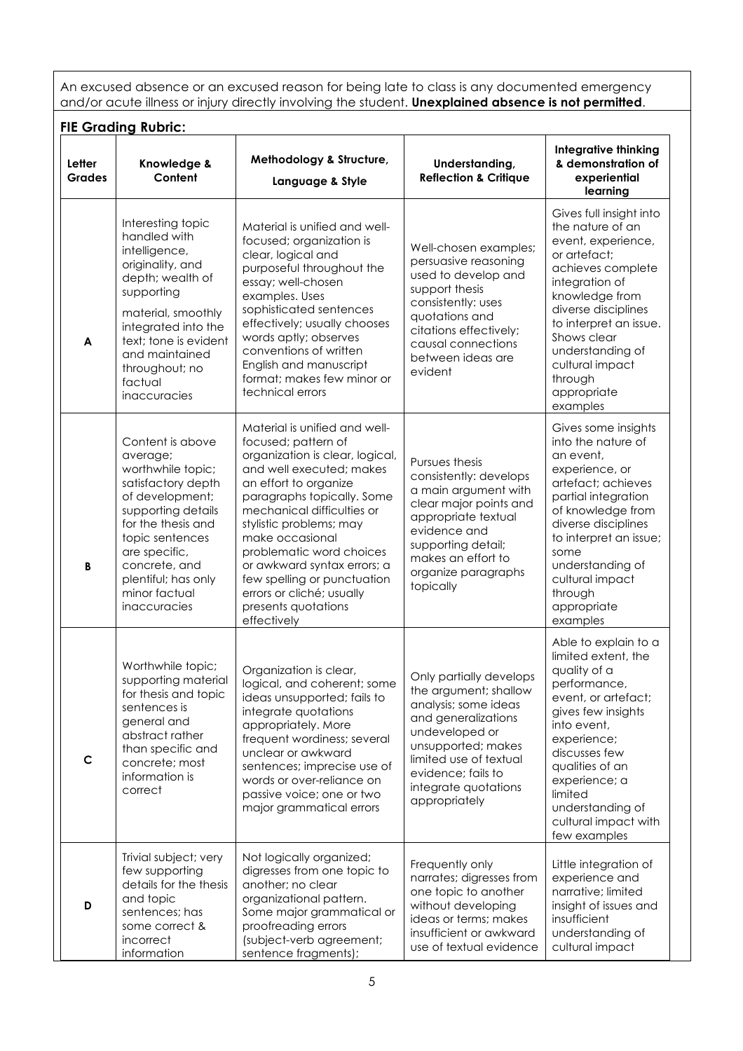An excused absence or an excused reason for being late to class is any documented emergency and/or acute illness or injury directly involving the student. **Unexplained absence is not permitted**.

**FIE Grading Rubric:**

| Letter Grades | Knowledge & Content | Methodology & Structure, Language & Style | Understanding, Reflection & Critique | Integrative thinking & demonstration of experiential learning |
|---|---|---|---|---|
| **A** | Interesting topic handled with intelligence, originality, and depth; wealth of supporting material, smoothly integrated into the text; tone is evident and maintained throughout; no factual inaccuracies | Material is unified and well-focused; organization is clear, logical and purposeful throughout the essay; well-chosen examples. Uses sophisticated sentences effectively; usually chooses words aptly; observes conventions of written English and manuscript format; makes few minor or technical errors | Well-chosen examples; persuasive reasoning used to develop and support thesis consistently: uses quotations and citations effectively; causal connections between ideas are evident | Gives full insight into the nature of an event, experience, or artefact; achieves complete integration of knowledge from diverse disciplines to interpret an issue. Shows clear understanding of cultural impact through appropriate examples |
| **B** | Content is above average; worthwhile topic; satisfactory depth of development; supporting details for the thesis and topic sentences are specific, concrete, and plentiful; has only minor factual inaccuracies | Material is unified and well-focused; pattern of organization is clear, logical, and well executed; makes an effort to organize paragraphs topically. Some mechanical difficulties or stylistic problems; may make occasional problematic word choices or awkward syntax errors; a few spelling or punctuation errors or cliché; usually presents quotations effectively | Pursues thesis consistently: develops a main argument with clear major points and appropriate textual evidence and supporting detail; makes an effort to organize paragraphs topically | Gives some insights into the nature of an event, experience, or artefact; achieves partial integration of knowledge from diverse disciplines to interpret an issue; some understanding of cultural impact through appropriate examples |
| **C** | Worthwhile topic; supporting material for thesis and topic sentences is general and abstract rather than specific and concrete; most information is correct | Organization is clear, logical, and coherent; some ideas unsupported; fails to integrate quotations appropriately. More frequent wordiness; several unclear or awkward sentences; imprecise use of words or over-reliance on passive voice; one or two major grammatical errors | Only partially develops the argument; shallow analysis; some ideas and generalizations undeveloped or unsupported; makes limited use of textual evidence; fails to integrate quotations appropriately | Able to explain to a limited extent, the quality of a performance, event, or artefact; gives few insights into event, experience; discusses few qualities of an experience; a limited understanding of cultural impact with few examples |
| **D** | Trivial subject; very few supporting details for the thesis and topic sentences; has some correct & incorrect information | Not logically organized; digresses from one topic to another; no clear organizational pattern. Some major grammatical or proofreading errors (subject-verb agreement; sentence fragments); | Frequently only narrates; digresses from one topic to another without developing ideas or terms; makes insufficient or awkward use of textual evidence | Little integration of experience and narrative; limited insight of issues and insufficient understanding of cultural impact |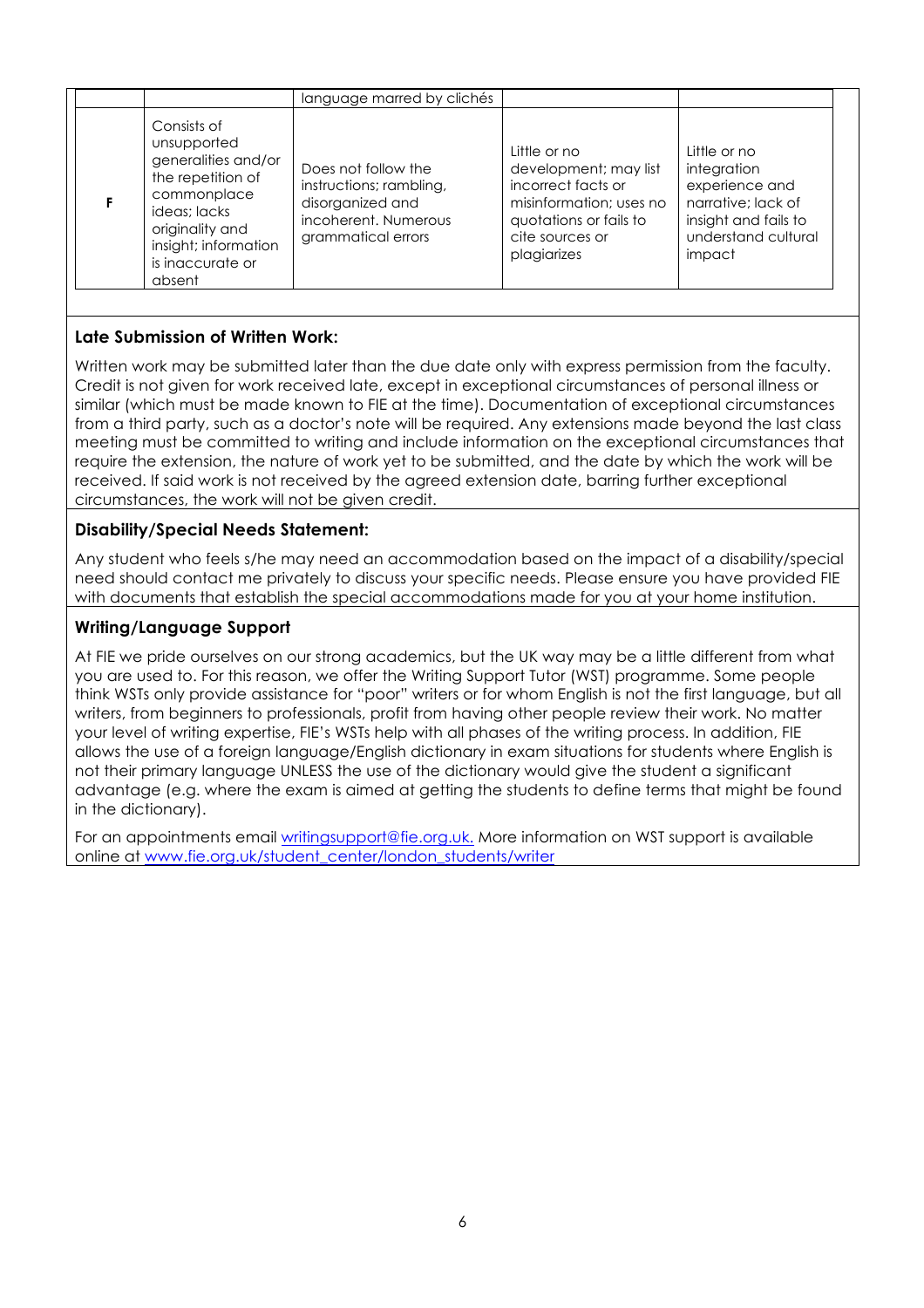| | | | | |
|---|---|---|---|---|
| | | language marred by clichés | | |
| **F** | Consists of unsupported generalities and/or the repetition of commonplace ideas; lacks originality and insight; information is inaccurate or absent | Does not follow the instructions; rambling, disorganized and incoherent. Numerous grammatical errors | Little or no development; may list incorrect facts or misinformation; uses no quotations or fails to cite sources or plagiarizes | Little or no integration experience and narrative; lack of insight and fails to understand cultural impact |

### Late Submission of Written Work:

Written work may be submitted later than the due date only with express permission from the faculty. Credit is not given for work received late, except in exceptional circumstances of personal illness or similar (which must be made known to FIE at the time). Documentation of exceptional circumstances from a third party, such as a doctor's note will be required. Any extensions made beyond the last class meeting must be committed to writing and include information on the exceptional circumstances that require the extension, the nature of work yet to be submitted, and the date by which the work will be received. If said work is not received by the agreed extension date, barring further exceptional circumstances, the work will not be given credit.

### Disability/Special Needs Statement:

Any student who feels s/he may need an accommodation based on the impact of a disability/special need should contact me privately to discuss your specific needs. Please ensure you have provided FIE with documents that establish the special accommodations made for you at your home institution.

### Writing/Language Support

At FIE we pride ourselves on our strong academics, but the UK way may be a little different from what you are used to. For this reason, we offer the Writing Support Tutor (WST) programme. Some people think WSTs only provide assistance for "poor" writers or for whom English is not the first language, but all writers, from beginners to professionals, profit from having other people review their work. No matter your level of writing expertise, FIE's WSTs help with all phases of the writing process. In addition, FIE allows the use of a foreign language/English dictionary in exam situations for students where English is not their primary language UNLESS the use of the dictionary would give the student a significant advantage (e.g. where the exam is aimed at getting the students to define terms that might be found in the dictionary).

For an appointments email writingsupport@fie.org.uk. More information on WST support is available online at www.fie.org.uk/student_center/london_students/writer